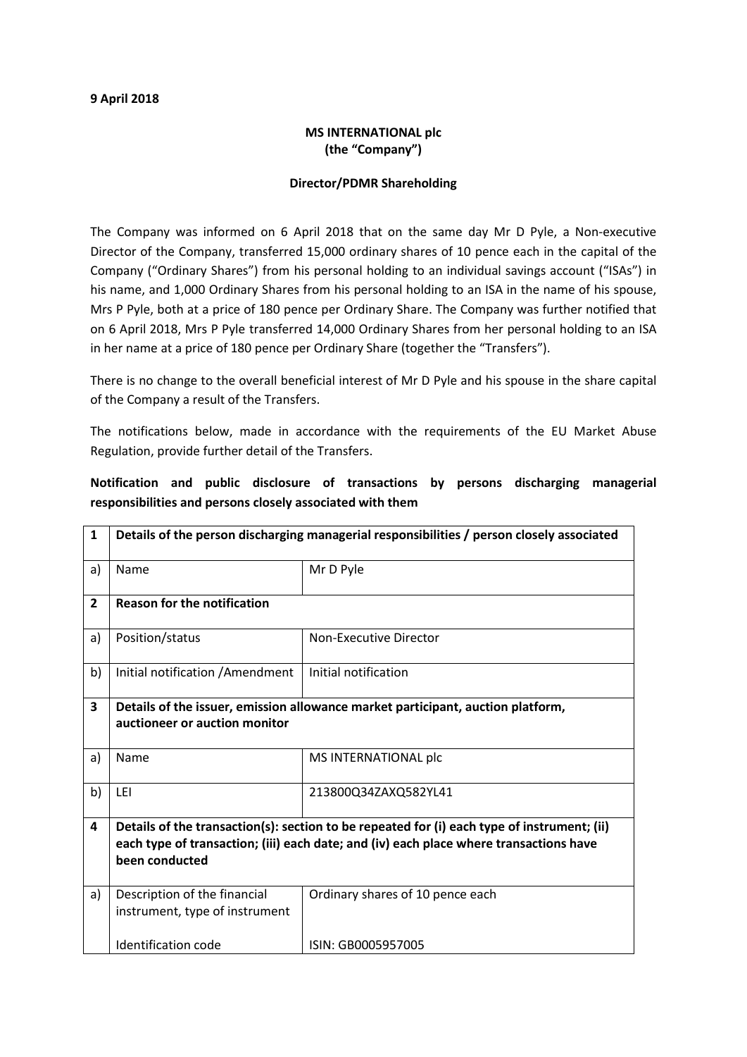**9 April 2018**

**MS INTERNATIONAL plc**
**(the "Company")**

**Director/PDMR Shareholding**

The Company was informed on 6 April 2018 that on the same day Mr D Pyle, a Non-executive Director of the Company, transferred 15,000 ordinary shares of 10 pence each in the capital of the Company ("Ordinary Shares") from his personal holding to an individual savings account ("ISAs") in his name, and 1,000 Ordinary Shares from his personal holding to an ISA in the name of his spouse, Mrs P Pyle, both at a price of 180 pence per Ordinary Share. The Company was further notified that on 6 April 2018, Mrs P Pyle transferred 14,000 Ordinary Shares from her personal holding to an ISA in her name at a price of 180 pence per Ordinary Share (together the "Transfers").

There is no change to the overall beneficial interest of Mr D Pyle and his spouse in the share capital of the Company a result of the Transfers.

The notifications below, made in accordance with the requirements of the EU Market Abuse Regulation, provide further detail of the Transfers.

**Notification and public disclosure of transactions by persons discharging managerial responsibilities and persons closely associated with them**

| | | |
|---|---|---|
| **1** | **Details of the person discharging managerial responsibilities / person closely associated** | |
| a) | Name | Mr D Pyle |
| **2** | **Reason for the notification** | |
| a) | Position/status | Non-Executive Director |
| b) | Initial notification /Amendment | Initial notification |
| **3** | **Details of the issuer, emission allowance market participant, auction platform, auctioneer or auction monitor** | |
| a) | Name | MS INTERNATIONAL plc |
| b) | LEI | 213800Q34ZAXQ582YL41 |
| **4** | **Details of the transaction(s): section to be repeated for (i) each type of instrument; (ii) each type of transaction; (iii) each date; and (iv) each place where transactions have been conducted** | |
| a) | Description of the financial instrument, type of instrument<br><br>Identification code | Ordinary shares of 10 pence each<br><br>ISIN: GB0005957005 |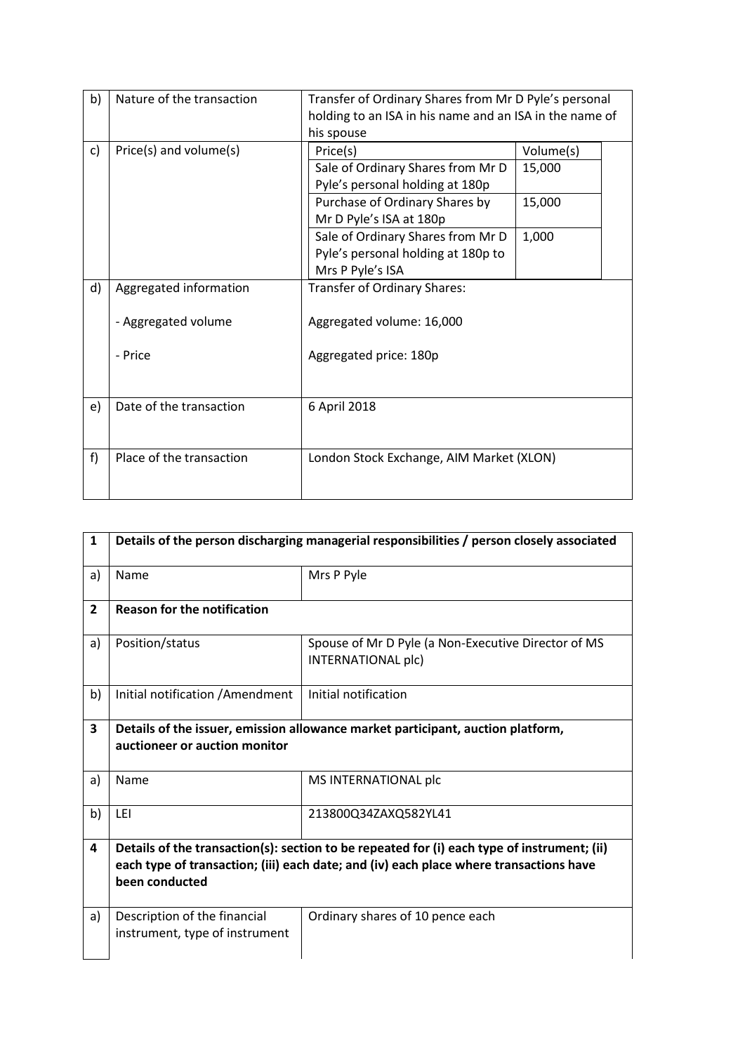| | | |
|---|---|---|
| b) | Nature of the transaction | Transfer of Ordinary Shares from Mr D Pyle's personal holding to an ISA in his name and an ISA in the name of his spouse |
| c) | Price(s) and volume(s) | Price(s): Sale of Ordinary Shares from Mr D Pyle's personal holding at 180p — Volume(s): 15,000<br>Price(s): Purchase of Ordinary Shares by Mr D Pyle's ISA at 180p — Volume(s): 15,000<br>Price(s): Sale of Ordinary Shares from Mr D Pyle's personal holding at 180p to Mrs P Pyle's ISA — Volume(s): 1,000 |
| d) | Aggregated information<br><br>- Aggregated volume<br><br>- Price | Transfer of Ordinary Shares:<br><br>Aggregated volume: 16,000<br><br>Aggregated price: 180p |
| e) | Date of the transaction | 6 April 2018 |
| f) | Place of the transaction | London Stock Exchange, AIM Market (XLON) |

| | | |
|---|---|---|
| **1** | **Details of the person discharging managerial responsibilities / person closely associated** | |
| a) | Name | Mrs P Pyle |
| **2** | **Reason for the notification** | |
| a) | Position/status | Spouse of Mr D Pyle (a Non-Executive Director of MS INTERNATIONAL plc) |
| b) | Initial notification /Amendment | Initial notification |
| **3** | **Details of the issuer, emission allowance market participant, auction platform, auctioneer or auction monitor** | |
| a) | Name | MS INTERNATIONAL plc |
| b) | LEI | 213800Q34ZAXQ582YL41 |
| **4** | **Details of the transaction(s): section to be repeated for (i) each type of instrument; (ii) each type of transaction; (iii) each date; and (iv) each place where transactions have been conducted** | |
| a) | Description of the financial instrument, type of instrument | Ordinary shares of 10 pence each |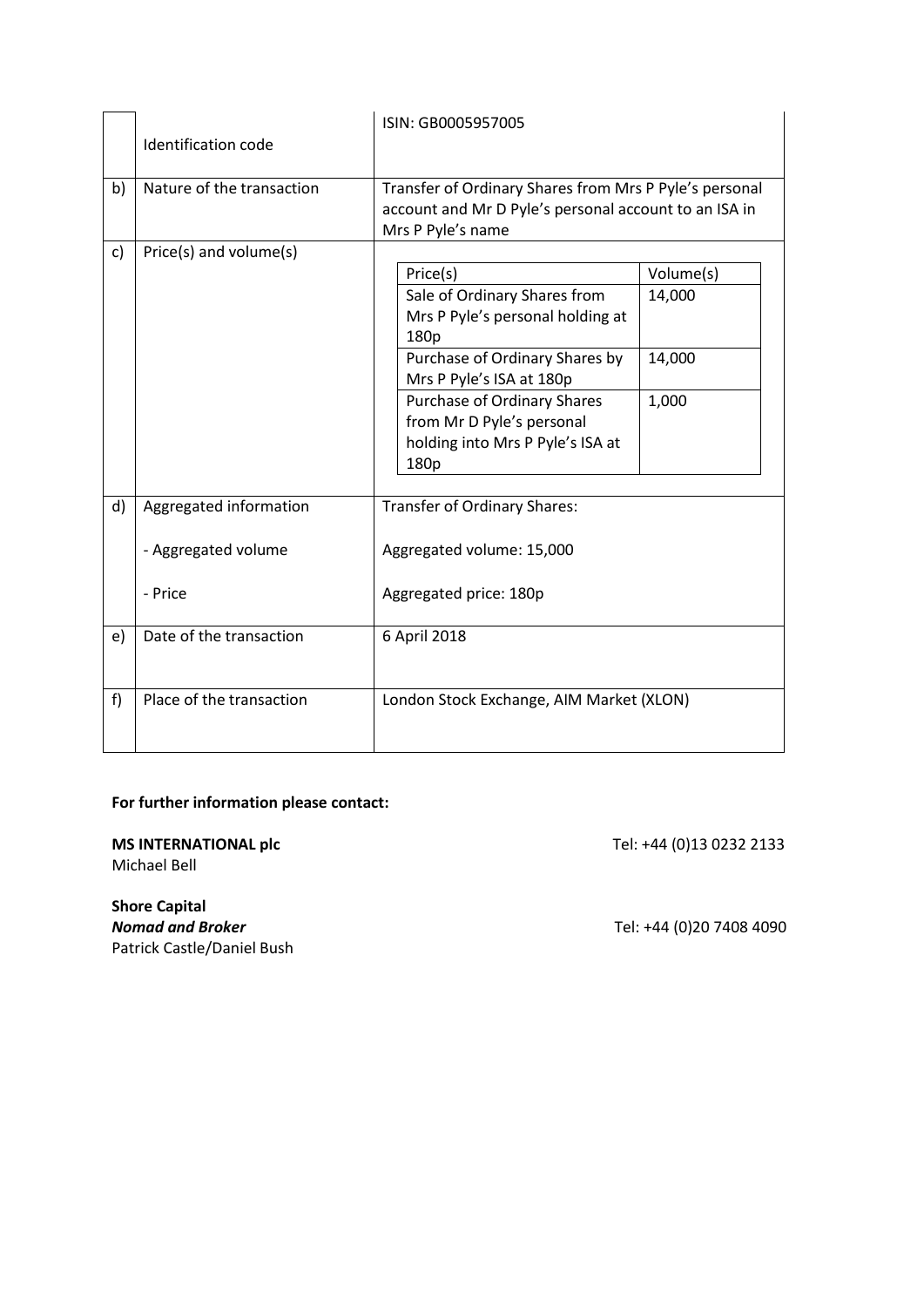| | | |
|---|---|---|
| | Identification code | ISIN: GB0005957005 |
| b) | Nature of the transaction | Transfer of Ordinary Shares from Mrs P Pyle's personal account and Mr D Pyle's personal account to an ISA in Mrs P Pyle's name |
| c) | Price(s) and volume(s) | Price(s) / Volume(s):<br>Sale of Ordinary Shares from Mrs P Pyle's personal holding at 180p — 14,000<br>Purchase of Ordinary Shares by Mrs P Pyle's ISA at 180p — 14,000<br>Purchase of Ordinary Shares from Mr D Pyle's personal holding into Mrs P Pyle's ISA at 180p — 1,000 |
| d) | Aggregated information<br><br>- Aggregated volume<br><br>- Price | Transfer of Ordinary Shares:<br><br>Aggregated volume: 15,000<br><br>Aggregated price: 180p |
| e) | Date of the transaction | 6 April 2018 |
| f) | Place of the transaction | London Stock Exchange, AIM Market (XLON) |

**For further information please contact:**

**MS INTERNATIONAL plc** Tel: +44 (0)13 0232 2133
Michael Bell

**Shore Capital**
***Nomad and Broker*** Tel: +44 (0)20 7408 4090
Patrick Castle/Daniel Bush